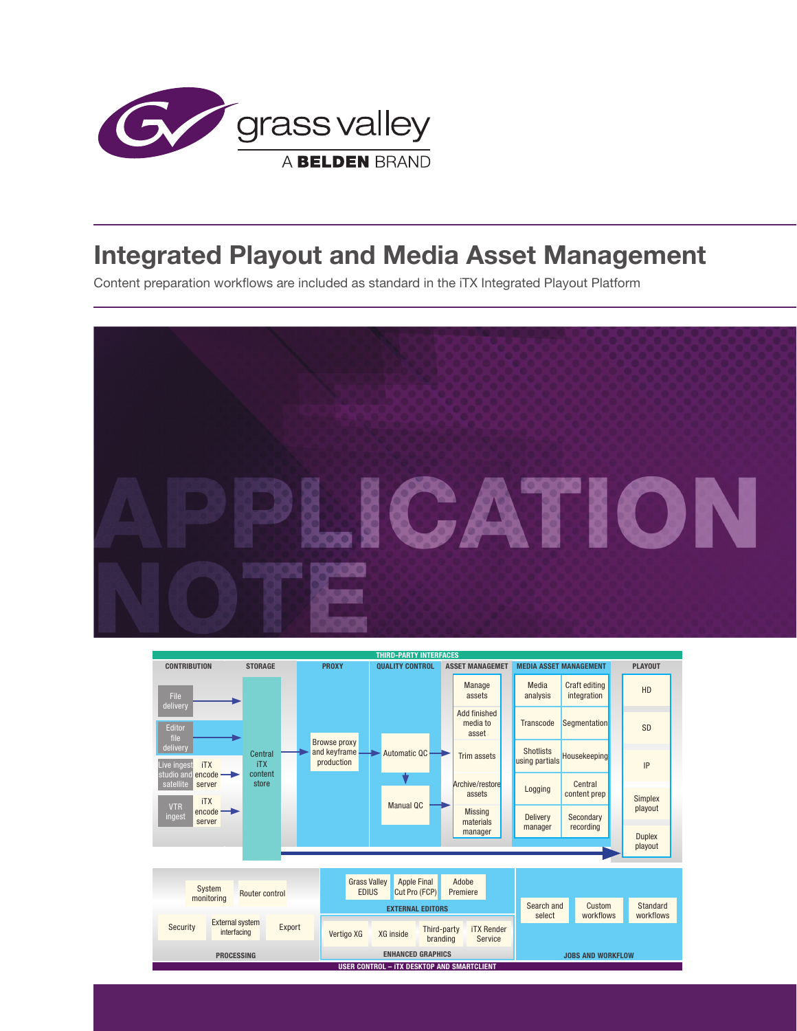grass valley

A BELDEN BRAND

# Integrated Playout and Media Asset Management

Content preparation workflows are included as standard in the iTX Integrated Playout Platform

APPLICATION NOTE

THIRD-PARTY INTERFACES

| CONTRIBUTION | STORAGE | PROXY | QUALITY CONTROL | ASSET MANAGEMENT | MEDIA ASSET MANAGEMENT | | PLAYOUT |
|---|---|---|---|---|---|---|---|
| File delivery | Central iTX content store | Browse proxy and keyframe production | Automatic QC | Manage assets | Media analysis | Craft editing integration | HD |
| Editor file delivery | | | Manual QC | Add finished media to asset | Transcode | Segmentation | SD |
| Live ingest studio and satellite — iTX encode server | | | | Trim assets | Shotlists using partials | Housekeeping | IP |
| VTR ingest — iTX encode server | | | | Archive/restore assets | Logging | Central content prep | Simplex playout |
| | | | | Missing materials manager | Delivery manager | Secondary recording | Duplex playout |

PROCESSING: System monitoring, Router control, Security, External system interfacing, Export

EXTERNAL EDITORS: Grass Valley EDIUS, Apple Final Cut Pro (FCP), Adobe Premiere

ENHANCED GRAPHICS: Vertigo XG, XG inside, Third-party branding, iTX Render Service

JOBS AND WORKFLOW: Search and select, Custom workflows, Standard workflows

USER CONTROL – iTX DESKTOP AND SMARTCLIENT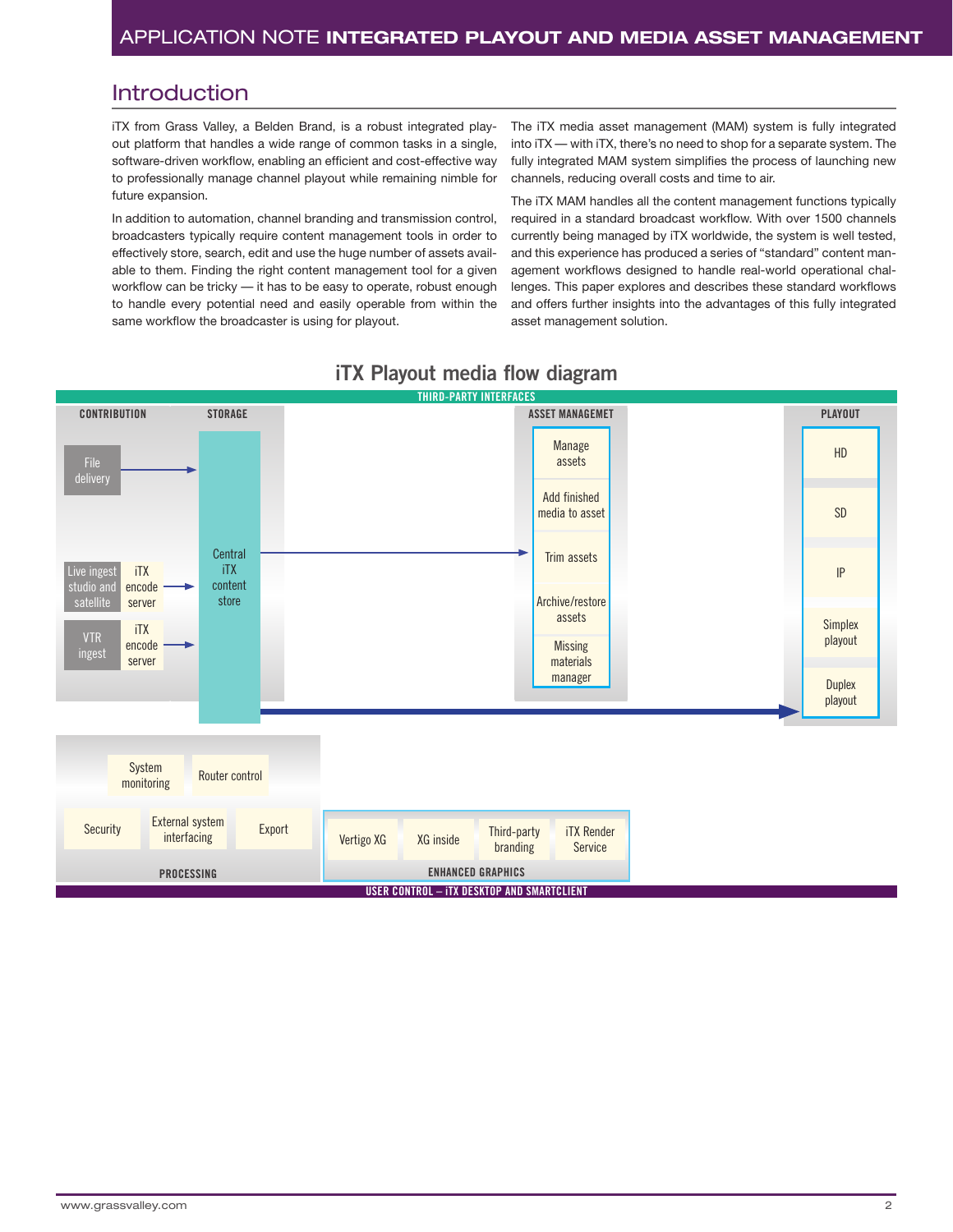## Introduction

iTX from Grass Valley, a Belden Brand, is a robust integrated playout platform that handles a wide range of common tasks in a single, software-driven workflow, enabling an efficient and cost-effective way to professionally manage channel playout while remaining nimble for future expansion.

In addition to automation, channel branding and transmission control, broadcasters typically require content management tools in order to effectively store, search, edit and use the huge number of assets available to them. Finding the right content management tool for a given workflow can be tricky — it has to be easy to operate, robust enough to handle every potential need and easily operable from within the same workflow the broadcaster is using for playout.

The iTX media asset management (MAM) system is fully integrated into iTX — with iTX, there's no need to shop for a separate system. The fully integrated MAM system simplifies the process of launching new channels, reducing overall costs and time to air.

The iTX MAM handles all the content management functions typically required in a standard broadcast workflow. With over 1500 channels currently being managed by iTX worldwide, the system is well tested, and this experience has produced a series of "standard" content management workflows designed to handle real-world operational challenges. This paper explores and describes these standard workflows and offers further insights into the advantages of this fully integrated asset management solution.

### iTX Playout media flow diagram

THIRD-PARTY INTERFACES

CONTRIBUTION: File delivery; Live ingest studio and satellite → iTX encode server; VTR ingest → iTX encode server

STORAGE: Central iTX content store

ASSET MANAGEMET: Manage assets; Add finished media to asset; Trim assets; Archive/restore assets; Missing materials manager

PLAYOUT: HD; SD; IP; Simplex playout; Duplex playout

PROCESSING: System monitoring; Router control; Security; External system interfacing; Export

ENHANCED GRAPHICS: Vertigo XG; XG inside; Third-party branding; iTX Render Service

USER CONTROL – iTX DESKTOP AND SMARTCLIENT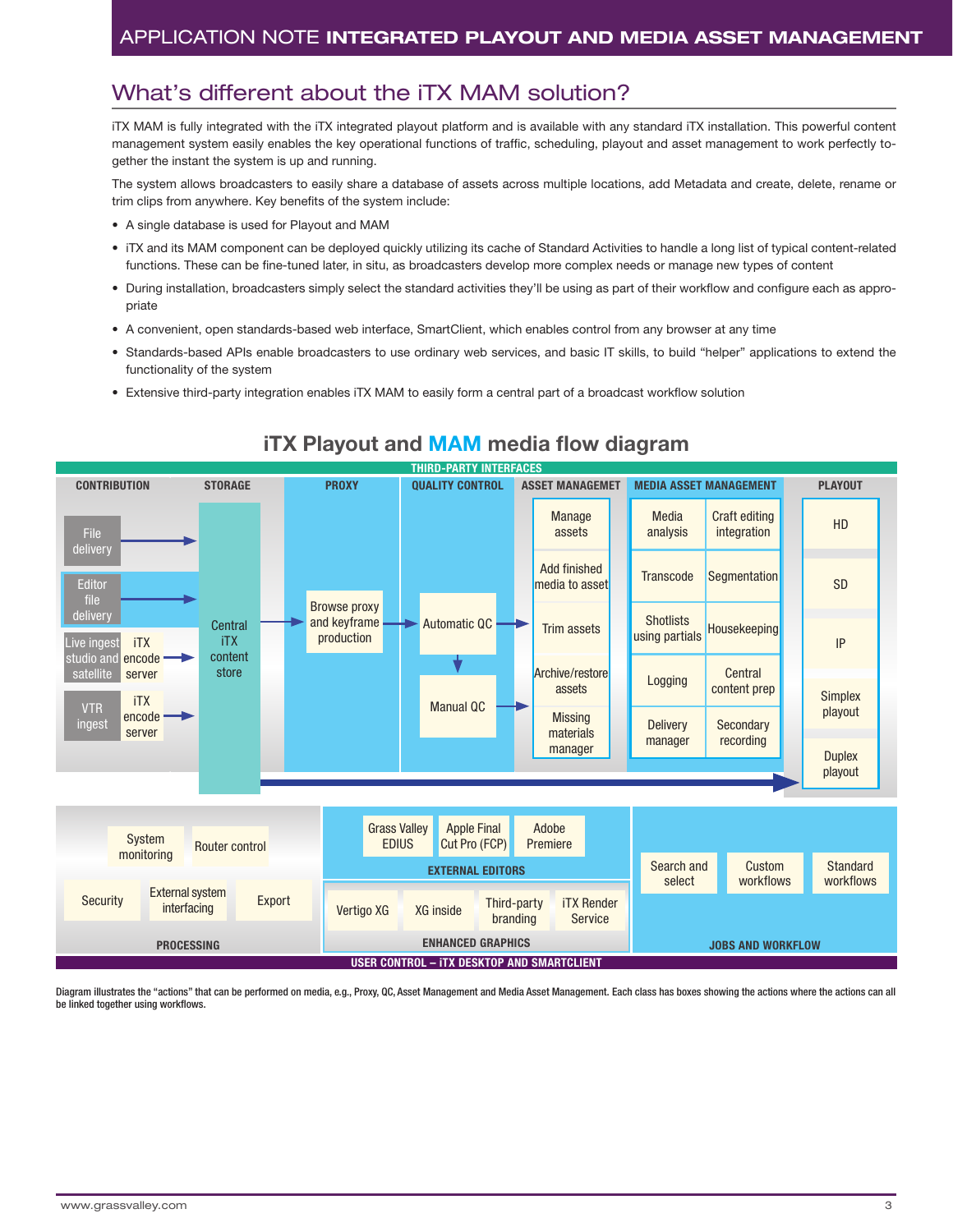## What's different about the iTX MAM solution?

iTX MAM is fully integrated with the iTX integrated playout platform and is available with any standard iTX installation. This powerful content management system easily enables the key operational functions of traffic, scheduling, playout and asset management to work perfectly together the instant the system is up and running.

The system allows broadcasters to easily share a database of assets across multiple locations, add Metadata and create, delete, rename or trim clips from anywhere. Key benefits of the system include:

- A single database is used for Playout and MAM
- iTX and its MAM component can be deployed quickly utilizing its cache of Standard Activities to handle a long list of typical content-related functions. These can be fine-tuned later, in situ, as broadcasters develop more complex needs or manage new types of content
- During installation, broadcasters simply select the standard activities they'll be using as part of their workflow and configure each as appropriate
- A convenient, open standards-based web interface, SmartClient, which enables control from any browser at any time
- Standards-based APIs enable broadcasters to use ordinary web services, and basic IT skills, to build "helper" applications to extend the functionality of the system
- Extensive third-party integration enables iTX MAM to easily form a central part of a broadcast workflow solution

### iTX Playout and MAM media flow diagram

THIRD-PARTY INTERFACES

| CONTRIBUTION | STORAGE | PROXY | QUALITY CONTROL | ASSET MANAGEMET | MEDIA ASSET MANAGEMENT | PLAYOUT |
|---|---|---|---|---|---|---|
| File delivery | Central iTX content store | Browse proxy and keyframe production | Automatic QC | Manage assets | Media analysis; Craft editing integration | HD |
| Editor file delivery | | | Manual QC | Add finished media to asset | Transcode; Segmentation | SD |
| Live ingest studio and satellite – iTX encode server | | | | Trim assets | Shotlists using partials; Housekeeping | IP |
| VTR ingest – iTX encode server | | | | Archive/restore assets | Logging; Central content prep | Simplex playout |
| | | | | Missing materials manager | Delivery manager; Secondary recording | Duplex playout |

**PROCESSING:** System monitoring, Router control, Security, External system interfacing, Export

**EXTERNAL EDITORS:** Grass Valley EDIUS, Apple Final Cut Pro (FCP), Adobe Premiere

**ENHANCED GRAPHICS:** Vertigo XG, XG inside, Third-party branding, iTX Render Service

**JOBS AND WORKFLOW:** Search and select, Custom workflows, Standard workflows

USER CONTROL – iTX DESKTOP AND SMARTCLIENT

Diagram illustrates the "actions" that can be performed on media, e.g., Proxy, QC, Asset Management and Media Asset Management. Each class has boxes showing the actions where the actions can all be linked together using workflows.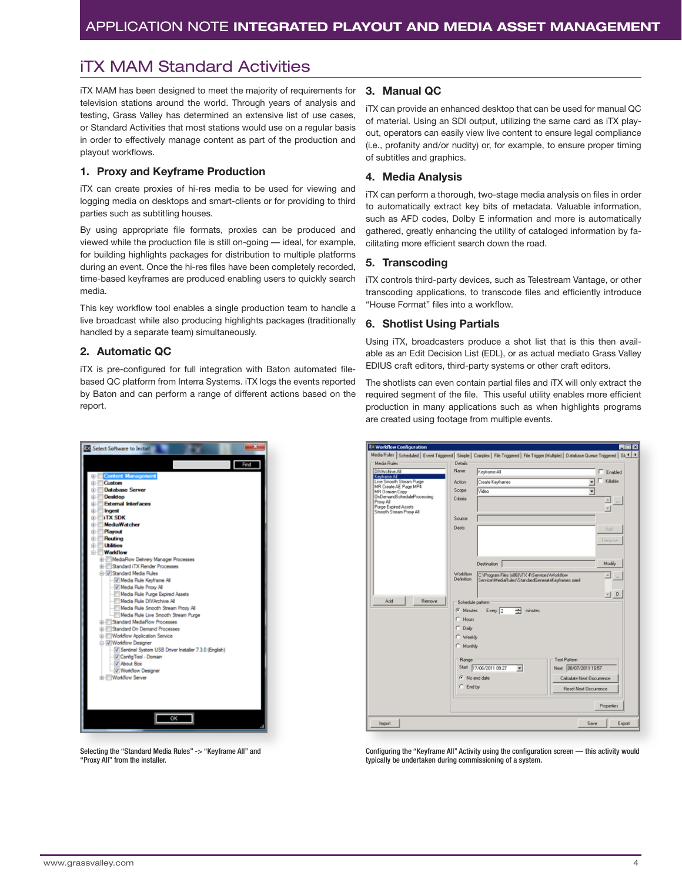## iTX MAM Standard Activities

iTX MAM has been designed to meet the majority of requirements for television stations around the world. Through years of analysis and testing, Grass Valley has determined an extensive list of use cases, or Standard Activities that most stations would use on a regular basis in order to effectively manage content as part of the production and playout workflows.

### 1. Proxy and Keyframe Production

iTX can create proxies of hi-res media to be used for viewing and logging media on desktops and smart-clients or for providing to third parties such as subtitling houses.

By using appropriate file formats, proxies can be produced and viewed while the production file is still on-going — ideal, for example, for building highlights packages for distribution to multiple platforms during an event. Once the hi-res files have been completely recorded, time-based keyframes are produced enabling users to quickly search media.

This key workflow tool enables a single production team to handle a live broadcast while also producing highlights packages (traditionally handled by a separate team) simultaneously.

### 2. Automatic QC

iTX is pre-configured for full integration with Baton automated file-based QC platform from Interra Systems. iTX logs the events reported by Baton and can perform a range of different actions based on the report.

### 3. Manual QC

iTX can provide an enhanced desktop that can be used for manual QC of material. Using an SDI output, utilizing the same card as iTX playout, operators can easily view live content to ensure legal compliance (i.e., profanity and/or nudity) or, for example, to ensure proper timing of subtitles and graphics.

### 4. Media Analysis

iTX can perform a thorough, two-stage media analysis on files in order to automatically extract key bits of metadata. Valuable information, such as AFD codes, Dolby E information and more is automatically gathered, greatly enhancing the utility of cataloged information by facilitating more efficient search down the road.

### 5. Transcoding

iTX controls third-party devices, such as Telestream Vantage, or other transcoding applications, to transcode files and efficiently introduce "House Format" files into a workflow.

### 6. Shotlist Using Partials

Using iTX, broadcasters produce a shot list that is this then available as an Edit Decision List (EDL), or as actual mediato Grass Valley EDIUS craft editors, third-party systems or other craft editors.

The shotlists can even contain partial files and iTX will only extract the required segment of the file. This useful utility enables more efficient production in many applications such as when highlights programs are created using footage from multiple events.

Selecting the "Standard Media Rules" -> "Keyframe All" and "Proxy All" from the installer.

Configuring the "Keyframe All" Activity using the configuration screen — this activity would typically be undertaken during commissioning of a system.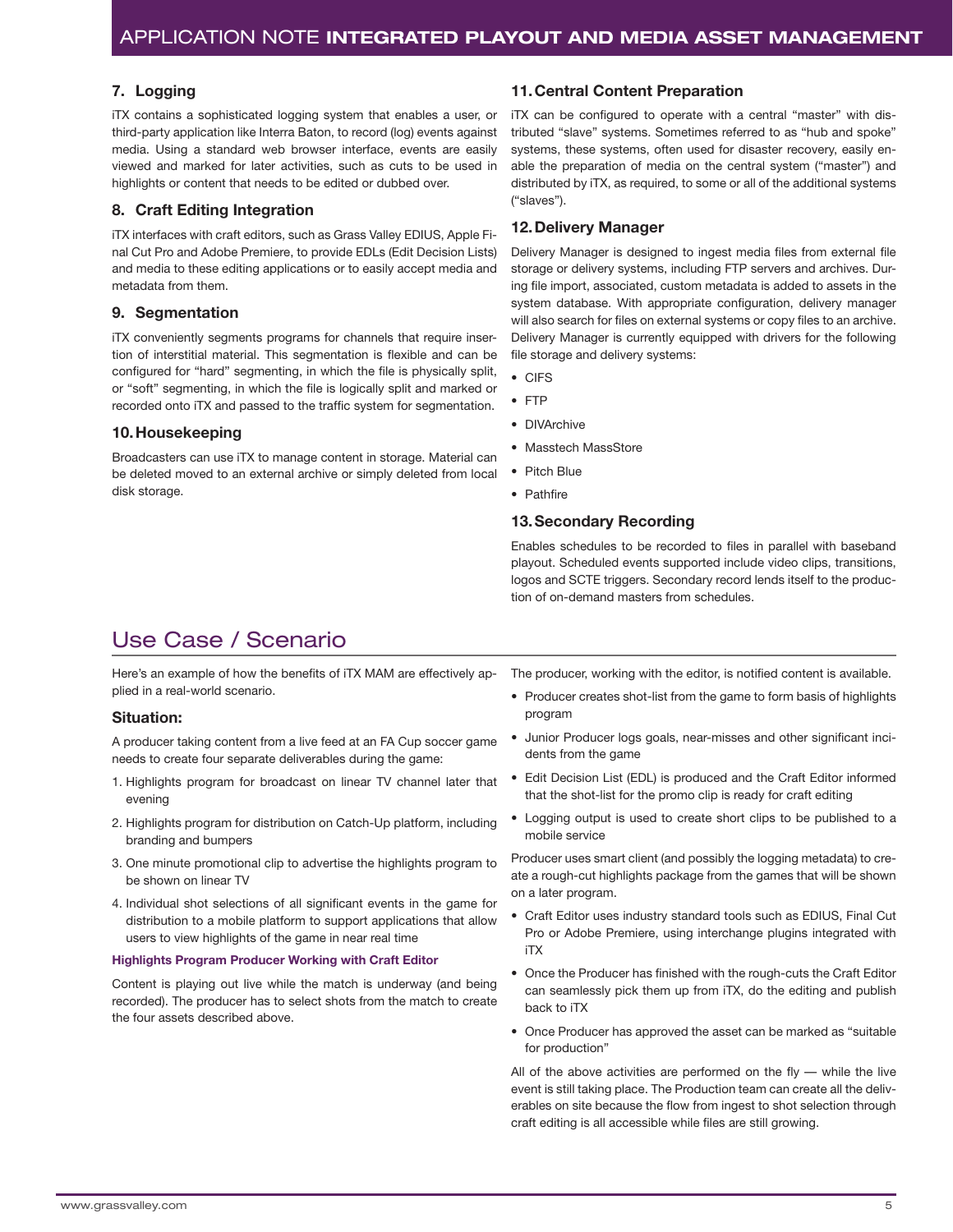### 7. Logging

iTX contains a sophisticated logging system that enables a user, or third-party application like Interra Baton, to record (log) events against media. Using a standard web browser interface, events are easily viewed and marked for later activities, such as cuts to be used in highlights or content that needs to be edited or dubbed over.

### 8. Craft Editing Integration

iTX interfaces with craft editors, such as Grass Valley EDIUS, Apple Final Cut Pro and Adobe Premiere, to provide EDLs (Edit Decision Lists) and media to these editing applications or to easily accept media and metadata from them.

### 9. Segmentation

iTX conveniently segments programs for channels that require insertion of interstitial material. This segmentation is flexible and can be configured for "hard" segmenting, in which the file is physically split, or "soft" segmenting, in which the file is logically split and marked or recorded onto iTX and passed to the traffic system for segmentation.

### 10. Housekeeping

Broadcasters can use iTX to manage content in storage. Material can be deleted moved to an external archive or simply deleted from local disk storage.

### 11. Central Content Preparation

iTX can be configured to operate with a central "master" with distributed "slave" systems. Sometimes referred to as "hub and spoke" systems, these systems, often used for disaster recovery, easily enable the preparation of media on the central system ("master") and distributed by iTX, as required, to some or all of the additional systems ("slaves").

### 12. Delivery Manager

Delivery Manager is designed to ingest media files from external file storage or delivery systems, including FTP servers and archives. During file import, associated, custom metadata is added to assets in the system database. With appropriate configuration, delivery manager will also search for files on external systems or copy files to an archive. Delivery Manager is currently equipped with drivers for the following file storage and delivery systems:

- CIFS
- FTP
- DIVArchive
- Masstech MassStore
- Pitch Blue
- Pathfire

### 13. Secondary Recording

Enables schedules to be recorded to files in parallel with baseband playout. Scheduled events supported include video clips, transitions, logos and SCTE triggers. Secondary record lends itself to the production of on-demand masters from schedules.

## Use Case / Scenario

Here's an example of how the benefits of iTX MAM are effectively applied in a real-world scenario.

### Situation:

A producer taking content from a live feed at an FA Cup soccer game needs to create four separate deliverables during the game:

1. Highlights program for broadcast on linear TV channel later that evening
2. Highlights program for distribution on Catch-Up platform, including branding and bumpers
3. One minute promotional clip to advertise the highlights program to be shown on linear TV
4. Individual shot selections of all significant events in the game for distribution to a mobile platform to support applications that allow users to view highlights of the game in near real time

#### Highlights Program Producer Working with Craft Editor

Content is playing out live while the match is underway (and being recorded). The producer has to select shots from the match to create the four assets described above.

The producer, working with the editor, is notified content is available.

- Producer creates shot-list from the game to form basis of highlights program
- Junior Producer logs goals, near-misses and other significant incidents from the game
- Edit Decision List (EDL) is produced and the Craft Editor informed that the shot-list for the promo clip is ready for craft editing
- Logging output is used to create short clips to be published to a mobile service

Producer uses smart client (and possibly the logging metadata) to create a rough-cut highlights package from the games that will be shown on a later program.

- Craft Editor uses industry standard tools such as EDIUS, Final Cut Pro or Adobe Premiere, using interchange plugins integrated with iTX
- Once the Producer has finished with the rough-cuts the Craft Editor can seamlessly pick them up from iTX, do the editing and publish back to iTX
- Once Producer has approved the asset can be marked as "suitable for production"

All of the above activities are performed on the fly — while the live event is still taking place. The Production team can create all the deliverables on site because the flow from ingest to shot selection through craft editing is all accessible while files are still growing.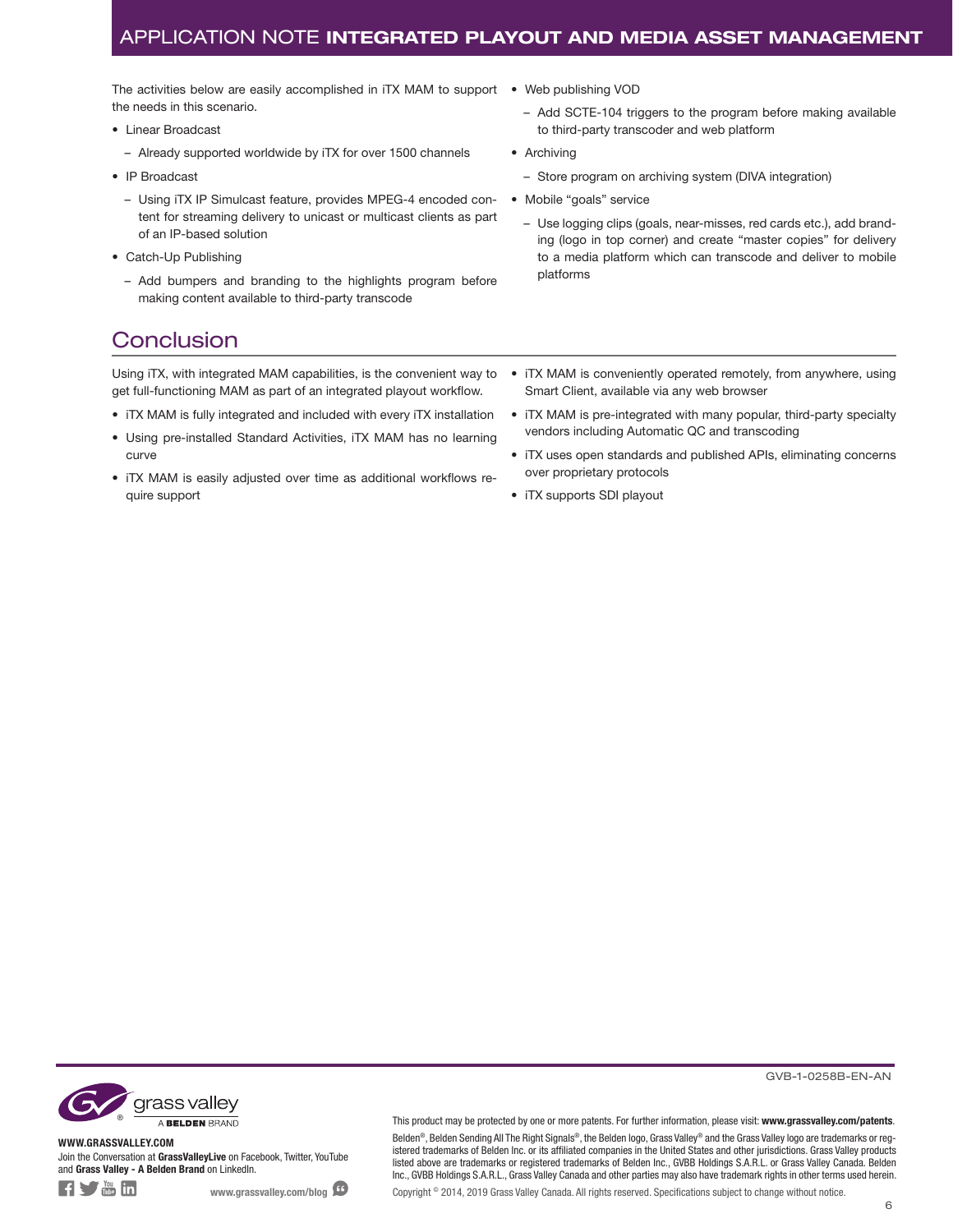The activities below are easily accomplished in iTX MAM to support the needs in this scenario.

- Linear Broadcast
  - Already supported worldwide by iTX for over 1500 channels
- IP Broadcast
  - Using iTX IP Simulcast feature, provides MPEG-4 encoded content for streaming delivery to unicast or multicast clients as part of an IP-based solution
- Catch-Up Publishing
  - Add bumpers and branding to the highlights program before making content available to third-party transcode
- Web publishing VOD
  - Add SCTE-104 triggers to the program before making available to third-party transcoder and web platform
- Archiving
  - Store program on archiving system (DIVA integration)
- Mobile "goals" service
  - Use logging clips (goals, near-misses, red cards etc.), add branding (logo in top corner) and create "master copies" for delivery to a media platform which can transcode and deliver to mobile platforms

## Conclusion

Using iTX, with integrated MAM capabilities, is the convenient way to get full-functioning MAM as part of an integrated playout workflow.

- iTX MAM is fully integrated and included with every iTX installation
- Using pre-installed Standard Activities, iTX MAM has no learning curve
- iTX MAM is easily adjusted over time as additional workflows require support
- iTX MAM is conveniently operated remotely, from anywhere, using Smart Client, available via any web browser
- iTX MAM is pre-integrated with many popular, third-party specialty vendors including Automatic QC and transcoding
- iTX uses open standards and published APIs, eliminating concerns over proprietary protocols
- iTX supports SDI playout

GVB-1-0258B-EN-AN

**WWW.GRASSVALLEY.COM**
Join the Conversation at **GrassValleyLive** on Facebook, Twitter, YouTube and **Grass Valley - A Belden Brand** on LinkedIn.

**www.grassvalley.com/blog**

This product may be protected by one or more patents. For further information, please visit: **www.grassvalley.com/patents**.

Belden®, Belden Sending All The Right Signals®, the Belden logo, Grass Valley® and the Grass Valley logo are trademarks or registered trademarks of Belden Inc. or its affiliated companies in the United States and other jurisdictions. Grass Valley products listed above are trademarks or registered trademarks of Belden Inc., GVBB Holdings S.A.R.L. or Grass Valley Canada. Belden Inc., GVBB Holdings S.A.R.L., Grass Valley Canada and other parties may also have trademark rights in other terms used herein.

Copyright © 2014, 2019 Grass Valley Canada. All rights reserved. Specifications subject to change without notice.